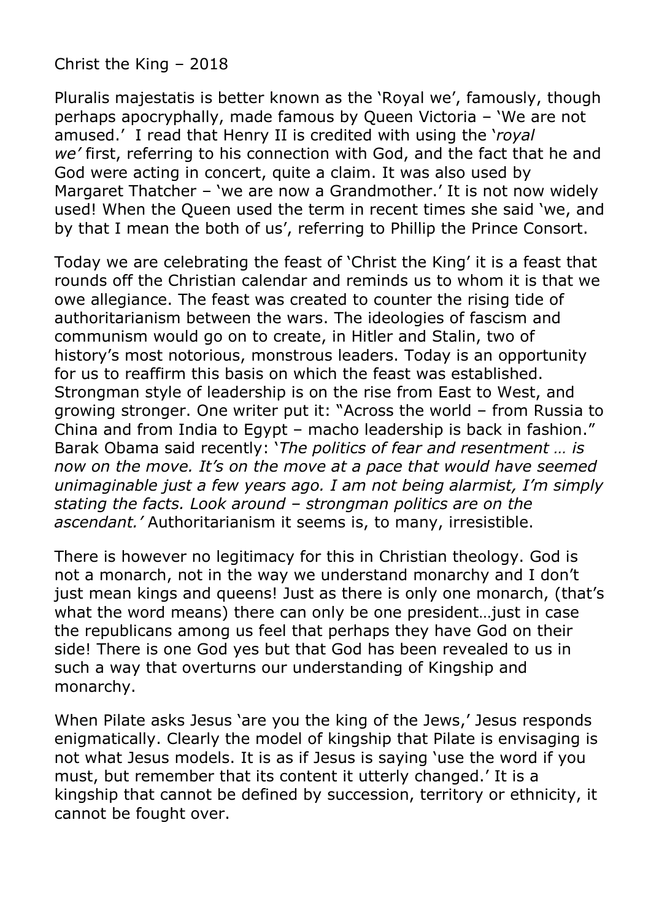Christ the King – 2018

Pluralis majestatis is better known as the 'Royal we', famously, though perhaps apocryphally, made famous by Queen Victoria – 'We are not amused.' I read that Henry II is credited with using the '*royal we'* first, referring to his connection with God, and the fact that he and God were acting in concert, quite a claim. It was also used by Margaret Thatcher – 'we are now a Grandmother.' It is not now widely used! When the Queen used the term in recent times she said 'we, and by that I mean the both of us', referring to Phillip the Prince Consort.

Today we are celebrating the feast of 'Christ the King' it is a feast that rounds off the Christian calendar and reminds us to whom it is that we owe allegiance. The feast was created to counter the rising tide of authoritarianism between the wars. The ideologies of fascism and communism would go on to create, in Hitler and Stalin, two of history's most notorious, monstrous leaders. Today is an opportunity for us to reaffirm this basis on which the feast was established. Strongman style of leadership is on the rise from East to West, and growing stronger. One writer put it: "Across the world – from Russia to China and from India to Egypt – macho leadership is back in fashion." Barak Obama said recently: '*The politics of fear and resentment … is now on the move. It's on the move at a pace that would have seemed unimaginable just a few years ago. I am not being alarmist, I'm simply stating the facts. Look around – strongman politics are on the ascendant.'* Authoritarianism it seems is, to many, irresistible.

There is however no legitimacy for this in Christian theology. God is not a monarch, not in the way we understand monarchy and I don't just mean kings and queens! Just as there is only one monarch, (that's what the word means) there can only be one president…just in case the republicans among us feel that perhaps they have God on their side! There is one God yes but that God has been revealed to us in such a way that overturns our understanding of Kingship and monarchy.

When Pilate asks Jesus 'are you the king of the Jews,' Jesus responds enigmatically. Clearly the model of kingship that Pilate is envisaging is not what Jesus models. It is as if Jesus is saying 'use the word if you must, but remember that its content it utterly changed.' It is a kingship that cannot be defined by succession, territory or ethnicity, it cannot be fought over.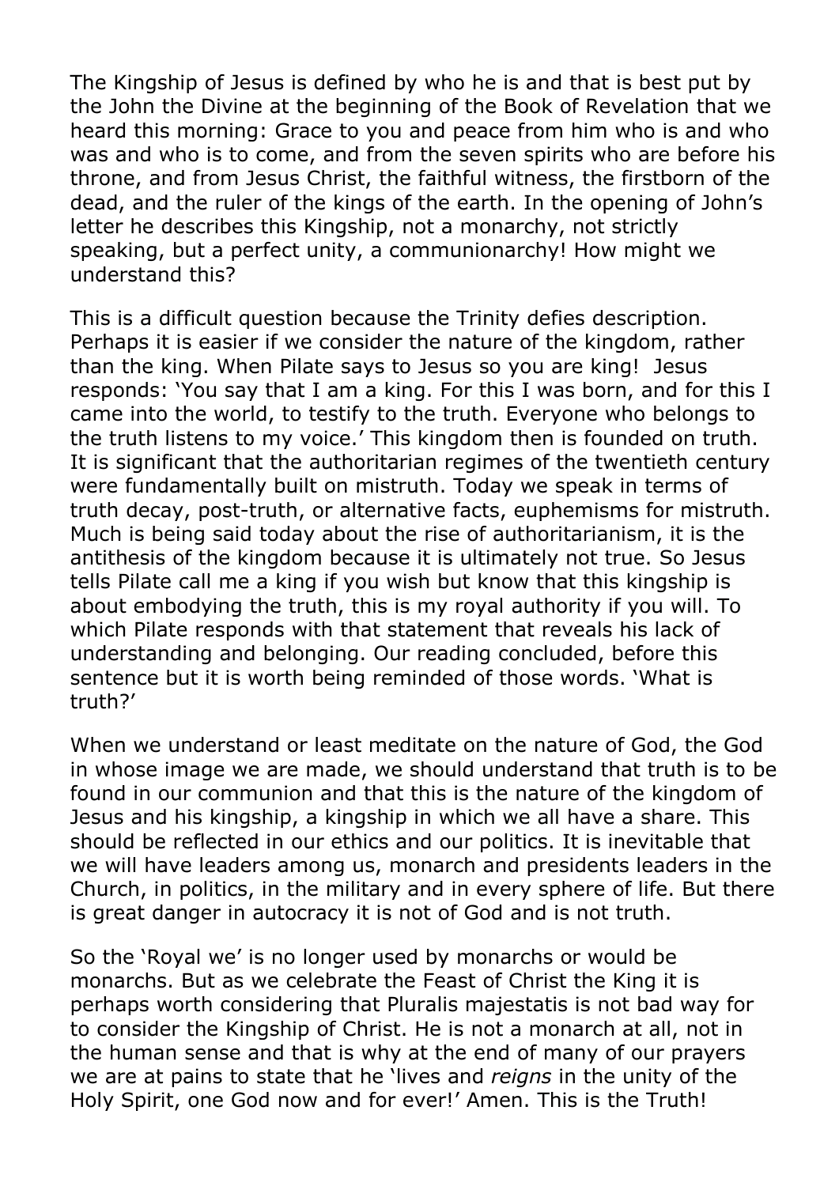The Kingship of Jesus is defined by who he is and that is best put by the John the Divine at the beginning of the Book of Revelation that we heard this morning: Grace to you and peace from him who is and who was and who is to come, and from the seven spirits who are before his throne, and from Jesus Christ, the faithful witness, the firstborn of the dead, and the ruler of the kings of the earth. In the opening of John's letter he describes this Kingship, not a monarchy, not strictly speaking, but a perfect unity, a communionarchy! How might we understand this?

This is a difficult question because the Trinity defies description. Perhaps it is easier if we consider the nature of the kingdom, rather than the king. When Pilate says to Jesus so you are king! Jesus responds: 'You say that I am a king. For this I was born, and for this I came into the world, to testify to the truth. Everyone who belongs to the truth listens to my voice.' This kingdom then is founded on truth. It is significant that the authoritarian regimes of the twentieth century were fundamentally built on mistruth. Today we speak in terms of truth decay, post-truth, or alternative facts, euphemisms for mistruth. Much is being said today about the rise of authoritarianism, it is the antithesis of the kingdom because it is ultimately not true. So Jesus tells Pilate call me a king if you wish but know that this kingship is about embodying the truth, this is my royal authority if you will. To which Pilate responds with that statement that reveals his lack of understanding and belonging. Our reading concluded, before this sentence but it is worth being reminded of those words. 'What is truth?'

When we understand or least meditate on the nature of God, the God in whose image we are made, we should understand that truth is to be found in our communion and that this is the nature of the kingdom of Jesus and his kingship, a kingship in which we all have a share. This should be reflected in our ethics and our politics. It is inevitable that we will have leaders among us, monarch and presidents leaders in the Church, in politics, in the military and in every sphere of life. But there is great danger in autocracy it is not of God and is not truth.

So the 'Royal we' is no longer used by monarchs or would be monarchs. But as we celebrate the Feast of Christ the King it is perhaps worth considering that Pluralis majestatis is not bad way for to consider the Kingship of Christ. He is not a monarch at all, not in the human sense and that is why at the end of many of our prayers we are at pains to state that he 'lives and *reigns* in the unity of the Holy Spirit, one God now and for ever!' Amen. This is the Truth!